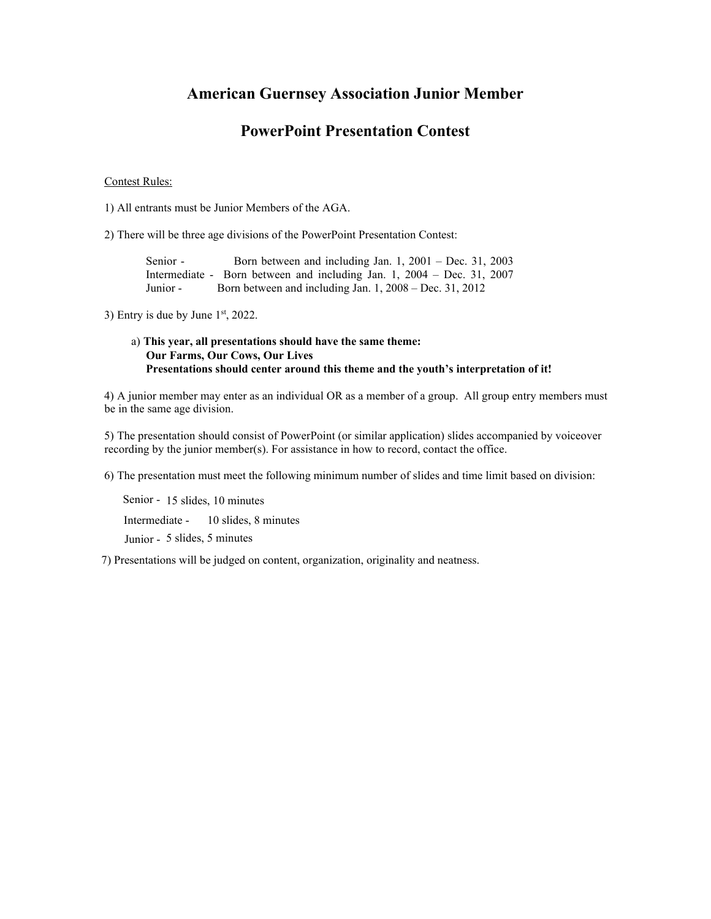# American Guernsey Association Junior Member

# PowerPoint Presentation Contest

<u>Contest Rules:</u>

1) All entrants must be Junior Members of the AGA.

2) There will be three age divisions of the PowerPoint Presentation Contest:

   Senior - Born between and including Jan. 1, 2001 – Dec. 31, 2003
   Intermediate - Born between and including Jan. 1, 2004 – Dec. 31, 2007
   Junior - Born between and including Jan. 1, 2008 – Dec. 31, 2012

3) Entry is due by June 1st, 2022.

   a) **This year, all presentations should have the same theme:**
   **Our Farms, Our Cows, Our Lives**
   **Presentations should center around this theme and the youth's interpretation of it!**

4) A junior member may enter as an individual OR as a member of a group. All group entry members must be in the same age division.

5) The presentation should consist of PowerPoint (or similar application) slides accompanied by voiceover recording by the junior member(s). For assistance in how to record, contact the office.

6) The presentation must meet the following minimum number of slides and time limit based on division:

   Senior - 15 slides, 10 minutes

   Intermediate - 10 slides, 8 minutes

   Junior - 5 slides, 5 minutes

7) Presentations will be judged on content, organization, originality and neatness.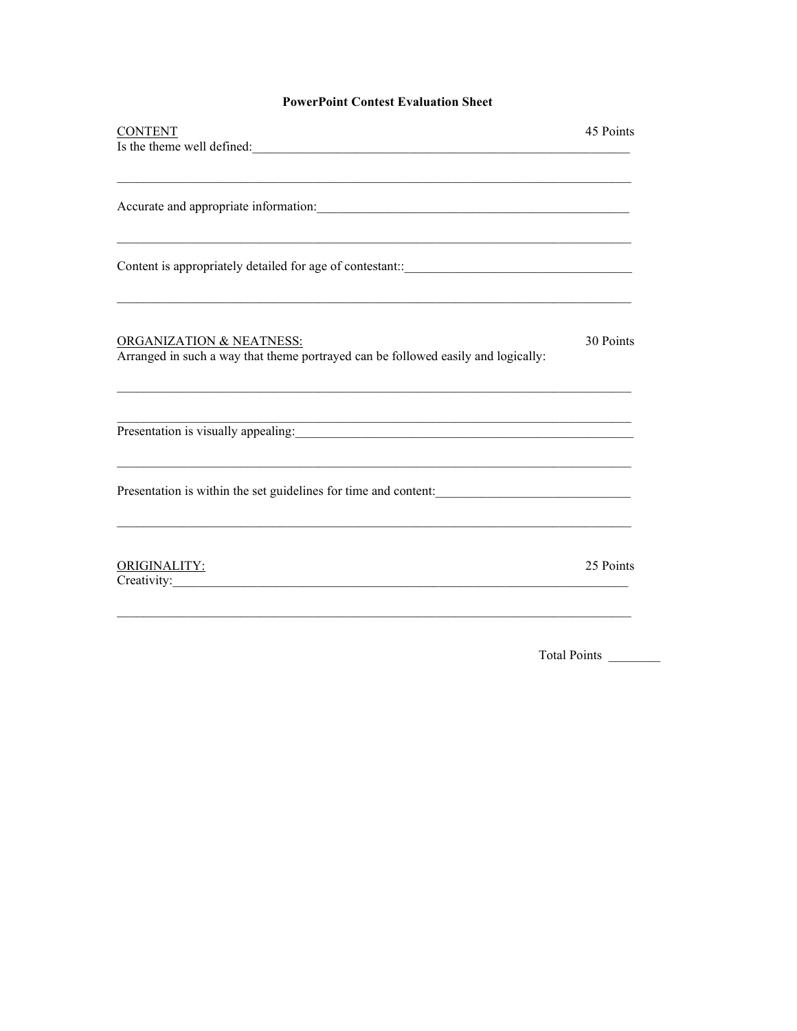# PowerPoint Contest Evaluation Sheet

<u>CONTENT</u> 45 Points

Is the theme well defined:________________________________________________________________

__________________________________________________________________________________

Accurate and appropriate information:______________________________________________________

__________________________________________________________________________________

Content is appropriately detailed for age of contestant::___________________________________

__________________________________________________________________________________

<u>ORGANIZATION & NEATNESS:</u> 30 Points

Arranged in such a way that theme portrayed can be followed easily and logically:

__________________________________________________________________________________

__________________________________________________________________________________

Presentation is visually appealing:_________________________________________________________

__________________________________________________________________________________

Presentation is within the set guidelines for time and content:______________________________

__________________________________________________________________________________

<u>ORIGINALITY:</u> 25 Points

Creativity:_______________________________________________________________________________

__________________________________________________________________________________

Total Points ________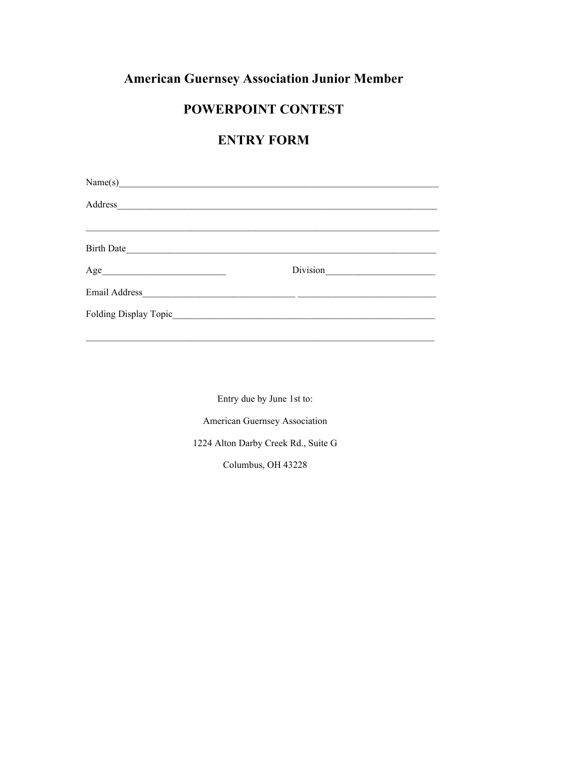# American Guernsey Association Junior Member

# POWERPOINT CONTEST

# ENTRY FORM

Name(s)______________________________________________________________________

Address_____________________________________________________________________

____________________________________________________________________________

Birth Date____________________________________________________________________

Age_________________________ Division______________________

Email Address_______________________________ ____________________________

Folding Display Topic_________________________________________________________

____________________________________________________________________________

Entry due by June 1st to:

American Guernsey Association

1224 Alton Darby Creek Rd., Suite G

Columbus, OH 43228